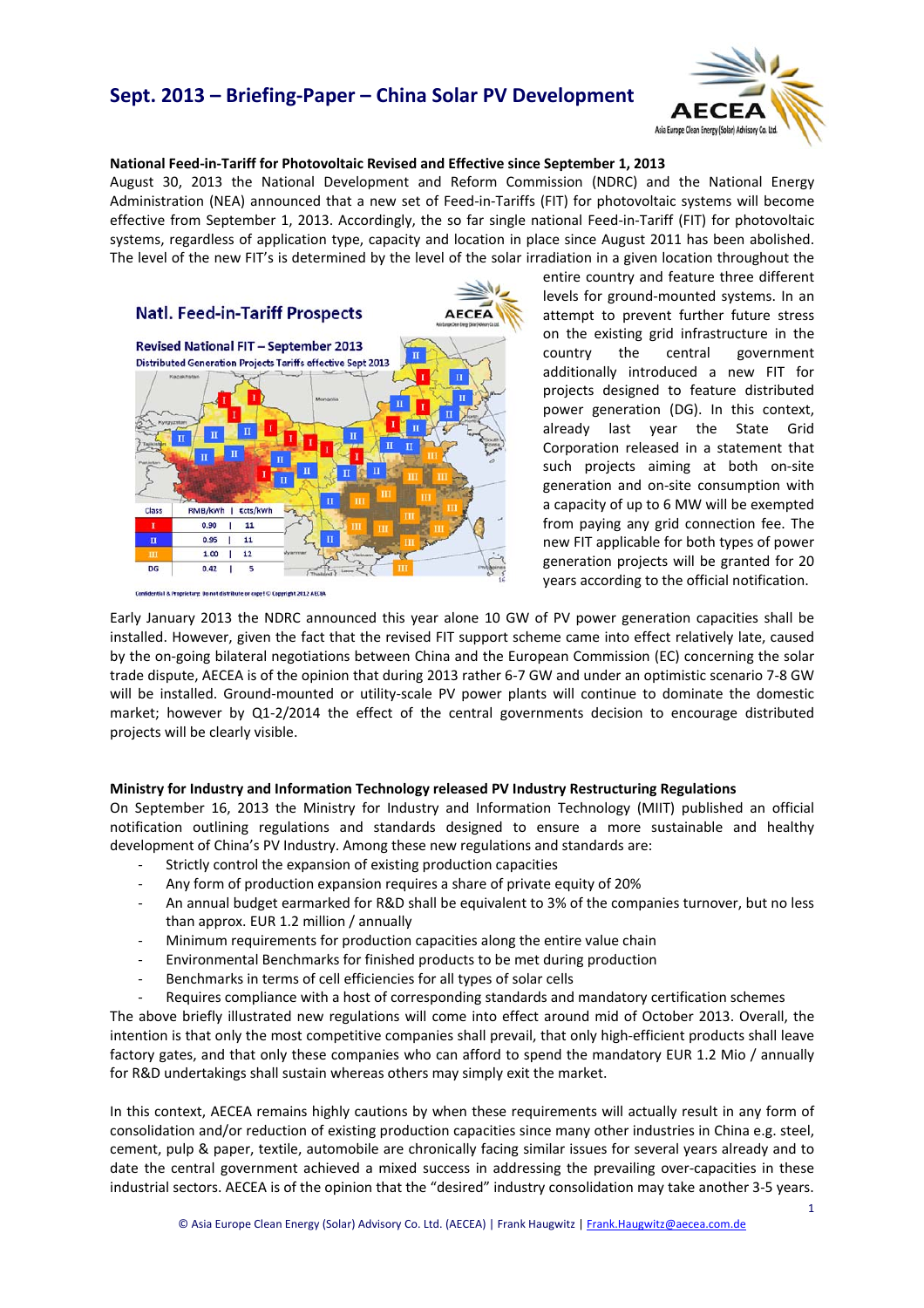# Sept. 2013 – Briefing-Paper – China Solar PV Development

**National Feed-in-Tariff for Photovoltaic Revised and Effective since September 1, 2013**

August 30, 2013 the National Development and Reform Commission (NDRC) and the National Energy Administration (NEA) announced that a new set of Feed-in-Tariffs (FIT) for photovoltaic systems will become effective from September 1, 2013. Accordingly, the so far single national Feed-in-Tariff (FIT) for photovoltaic systems, regardless of application type, capacity and location in place since August 2011 has been abolished. The level of the new FIT's is determined by the level of the solar irradiation in a given location throughout the entire country and feature three different levels for ground-mounted systems. In an attempt to prevent further future stress on the existing grid infrastructure in the country the central government additionally introduced a new FIT for projects designed to feature distributed power generation (DG). In this context, already last year the State Grid Corporation released in a statement that such projects aiming at both on-site generation and on-site consumption with a capacity of up to 6 MW will be exempted from paying any grid connection fee. The new FIT applicable for both types of power generation projects will be granted for 20 years according to the official notification.

Natl. Feed-in-Tariff Prospects

Revised National FIT – September 2013

Distributed Generation Projects Tariffs effective Sept 2013

| Class | RMB/kWh | Ects/kWh |
|---|---|---|
| I | 0.90 | 11 |
| II | 0.95 | 11 |
| III | 1.00 | 12 |
| DG | 0.42 | 5 |

Confidential & Proprietary. Do not distribute or copy! © Copyright 2012 AECEA

Early January 2013 the NDRC announced this year alone 10 GW of PV power generation capacities shall be installed. However, given the fact that the revised FIT support scheme came into effect relatively late, caused by the on-going bilateral negotiations between China and the European Commission (EC) concerning the solar trade dispute, AECEA is of the opinion that during 2013 rather 6-7 GW and under an optimistic scenario 7-8 GW will be installed. Ground-mounted or utility-scale PV power plants will continue to dominate the domestic market; however by Q1-2/2014 the effect of the central governments decision to encourage distributed projects will be clearly visible.

**Ministry for Industry and Information Technology released PV Industry Restructuring Regulations**

On September 16, 2013 the Ministry for Industry and Information Technology (MIIT) published an official notification outlining regulations and standards designed to ensure a more sustainable and healthy development of China's PV Industry. Among these new regulations and standards are:

- Strictly control the expansion of existing production capacities
- Any form of production expansion requires a share of private equity of 20%
- An annual budget earmarked for R&D shall be equivalent to 3% of the companies turnover, but no less than approx. EUR 1.2 million / annually
- Minimum requirements for production capacities along the entire value chain
- Environmental Benchmarks for finished products to be met during production
- Benchmarks in terms of cell efficiencies for all types of solar cells
- Requires compliance with a host of corresponding standards and mandatory certification schemes

The above briefly illustrated new regulations will come into effect around mid of October 2013. Overall, the intention is that only the most competitive companies shall prevail, that only high-efficient products shall leave factory gates, and that only these companies who can afford to spend the mandatory EUR 1.2 Mio / annually for R&D undertakings shall sustain whereas others may simply exit the market.

In this context, AECEA remains highly cautions by when these requirements will actually result in any form of consolidation and/or reduction of existing production capacities since many other industries in China e.g. steel, cement, pulp & paper, textile, automobile are chronically facing similar issues for several years already and to date the central government achieved a mixed success in addressing the prevailing over-capacities in these industrial sectors. AECEA is of the opinion that the "desired" industry consolidation may take another 3-5 years.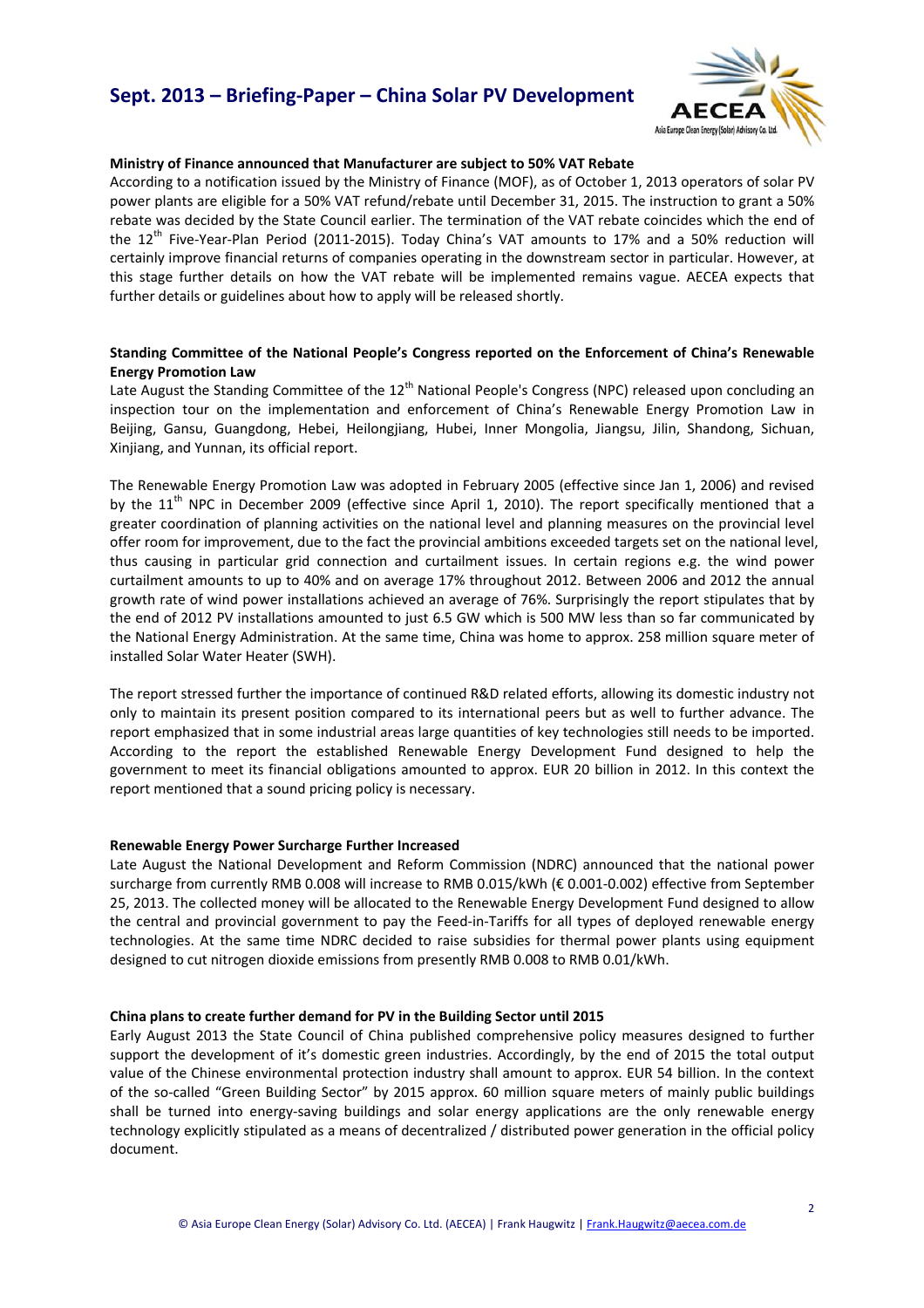**Ministry of Finance announced that Manufacturer are subject to 50% VAT Rebate**

According to a notification issued by the Ministry of Finance (MOF), as of October 1, 2013 operators of solar PV power plants are eligible for a 50% VAT refund/rebate until December 31, 2015. The instruction to grant a 50% rebate was decided by the State Council earlier. The termination of the VAT rebate coincides which the end of the 12th Five-Year-Plan Period (2011-2015). Today China's VAT amounts to 17% and a 50% reduction will certainly improve financial returns of companies operating in the downstream sector in particular. However, at this stage further details on how the VAT rebate will be implemented remains vague. AECEA expects that further details or guidelines about how to apply will be released shortly.

**Standing Committee of the National People's Congress reported on the Enforcement of China's Renewable Energy Promotion Law**

Late August the Standing Committee of the 12th National People's Congress (NPC) released upon concluding an inspection tour on the implementation and enforcement of China's Renewable Energy Promotion Law in Beijing, Gansu, Guangdong, Hebei, Heilongjiang, Hubei, Inner Mongolia, Jiangsu, Jilin, Shandong, Sichuan, Xinjiang, and Yunnan, its official report.

The Renewable Energy Promotion Law was adopted in February 2005 (effective since Jan 1, 2006) and revised by the 11th NPC in December 2009 (effective since April 1, 2010). The report specifically mentioned that a greater coordination of planning activities on the national level and planning measures on the provincial level offer room for improvement, due to the fact the provincial ambitions exceeded targets set on the national level, thus causing in particular grid connection and curtailment issues. In certain regions e.g. the wind power curtailment amounts to up to 40% and on average 17% throughout 2012. Between 2006 and 2012 the annual growth rate of wind power installations achieved an average of 76%. Surprisingly the report stipulates that by the end of 2012 PV installations amounted to just 6.5 GW which is 500 MW less than so far communicated by the National Energy Administration. At the same time, China was home to approx. 258 million square meter of installed Solar Water Heater (SWH).

The report stressed further the importance of continued R&D related efforts, allowing its domestic industry not only to maintain its present position compared to its international peers but as well to further advance. The report emphasized that in some industrial areas large quantities of key technologies still needs to be imported. According to the report the established Renewable Energy Development Fund designed to help the government to meet its financial obligations amounted to approx. EUR 20 billion in 2012. In this context the report mentioned that a sound pricing policy is necessary.

**Renewable Energy Power Surcharge Further Increased**

Late August the National Development and Reform Commission (NDRC) announced that the national power surcharge from currently RMB 0.008 will increase to RMB 0.015/kWh (€ 0.001-0.002) effective from September 25, 2013. The collected money will be allocated to the Renewable Energy Development Fund designed to allow the central and provincial government to pay the Feed-in-Tariffs for all types of deployed renewable energy technologies. At the same time NDRC decided to raise subsidies for thermal power plants using equipment designed to cut nitrogen dioxide emissions from presently RMB 0.008 to RMB 0.01/kWh.

**China plans to create further demand for PV in the Building Sector until 2015**

Early August 2013 the State Council of China published comprehensive policy measures designed to further support the development of it's domestic green industries. Accordingly, by the end of 2015 the total output value of the Chinese environmental protection industry shall amount to approx. EUR 54 billion. In the context of the so-called "Green Building Sector" by 2015 approx. 60 million square meters of mainly public buildings shall be turned into energy-saving buildings and solar energy applications are the only renewable energy technology explicitly stipulated as a means of decentralized / distributed power generation in the official policy document.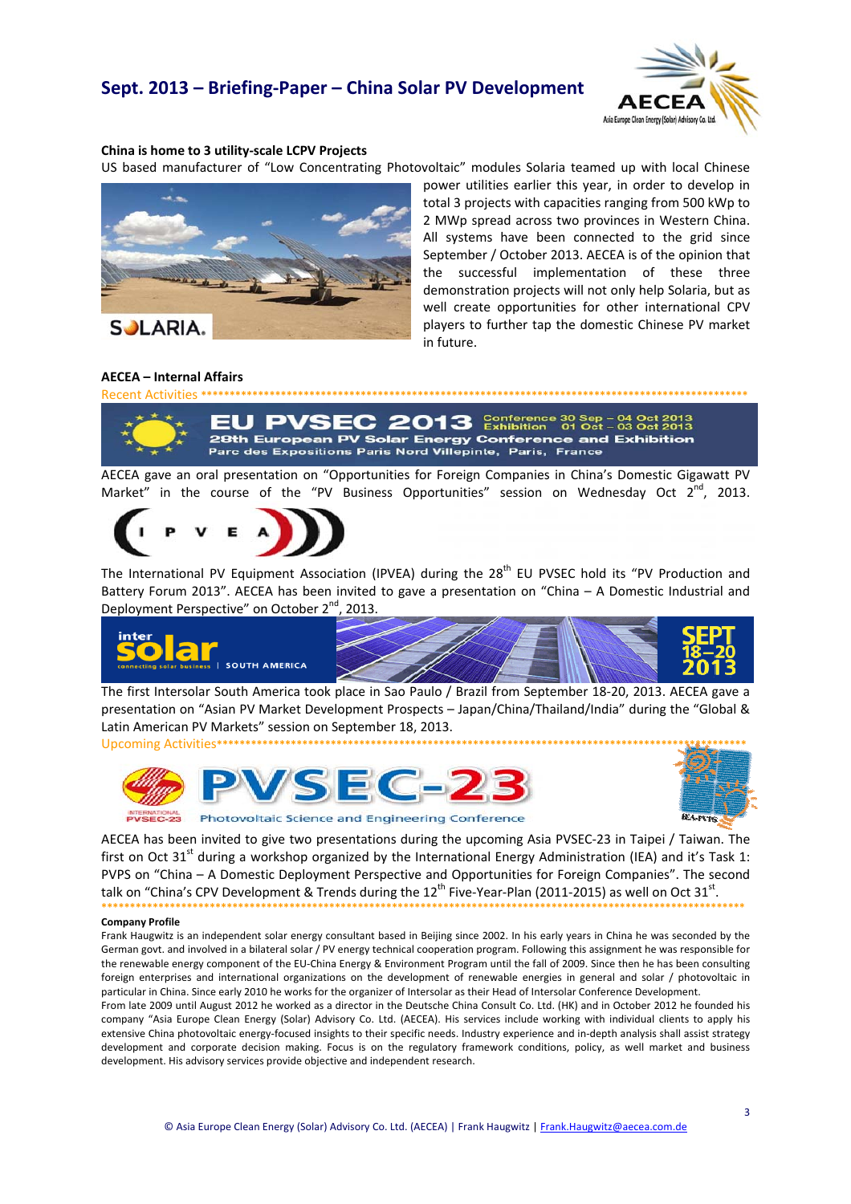### China is home to 3 utility-scale LCPV Projects

US based manufacturer of "Low Concentrating Photovoltaic" modules Solaria teamed up with local Chinese power utilities earlier this year, in order to develop in total 3 projects with capacities ranging from 500 kWp to 2 MWp spread across two provinces in Western China. All systems have been connected to the grid since September / October 2013. AECEA is of the opinion that the successful implementation of these three demonstration projects will not only help Solaria, but as well create opportunities for other international CPV players to further tap the domestic Chinese PV market in future.

### AECEA – Internal Affairs

Recent Activities

AECEA gave an oral presentation on "Opportunities for Foreign Companies in China's Domestic Gigawatt PV Market" in the course of the "PV Business Opportunities" session on Wednesday Oct 2nd, 2013.

The International PV Equipment Association (IPVEA) during the 28th EU PVSEC hold its "PV Production and Battery Forum 2013". AECEA has been invited to gave a presentation on "China – A Domestic Industrial and Deployment Perspective" on October 2nd, 2013.

The first Intersolar South America took place in Sao Paulo / Brazil from September 18-20, 2013. AECEA gave a presentation on "Asian PV Market Development Prospects – Japan/China/Thailand/India" during the "Global & Latin American PV Markets" session on September 18, 2013.

Upcoming Activities

AECEA has been invited to give two presentations during the upcoming Asia PVSEC-23 in Taipei / Taiwan. The first on Oct 31st during a workshop organized by the International Energy Administration (IEA) and it's Task 1: PVPS on "China – A Domestic Deployment Perspective and Opportunities for Foreign Companies". The second talk on "China's CPV Development & Trends during the 12th Five-Year-Plan (2011-2015) as well on Oct 31st.

**Company Profile**

Frank Haugwitz is an independent solar energy consultant based in Beijing since 2002. In his early years in China he was seconded by the German govt. and involved in a bilateral solar / PV energy technical cooperation program. Following this assignment he was responsible for the renewable energy component of the EU-China Energy & Environment Program until the fall of 2009. Since then he has been consulting foreign enterprises and international organizations on the development of renewable energies in general and solar / photovoltaic in particular in China. Since early 2010 he works for the organizer of Intersolar as their Head of Intersolar Conference Development.
From late 2009 until August 2012 he worked as a director in the Deutsche China Consult Co. Ltd. (HK) and in October 2012 he founded his company "Asia Europe Clean Energy (Solar) Advisory Co. Ltd. (AECEA). His services include working with individual clients to apply his extensive China photovoltaic energy-focused insights to their specific needs. Industry experience and in-depth analysis shall assist strategy development and corporate decision making. Focus is on the regulatory framework conditions, policy, as well market and business development. His advisory services provide objective and independent research.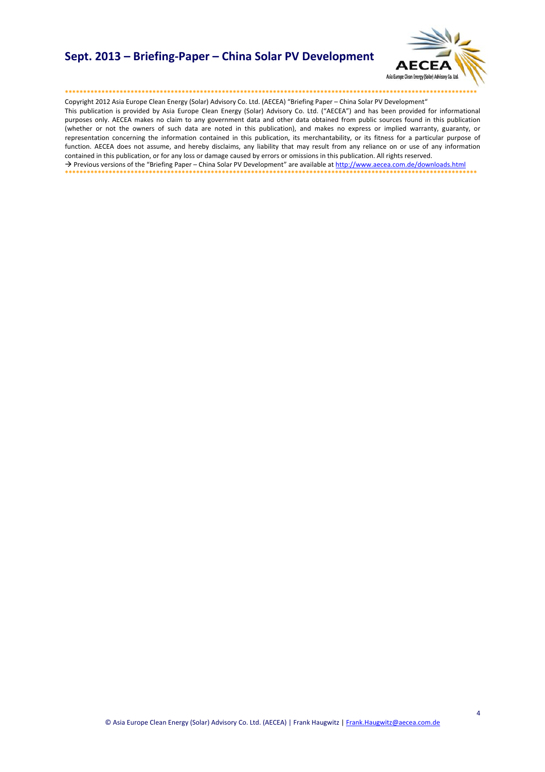Copyright 2012 Asia Europe Clean Energy (Solar) Advisory Co. Ltd. (AECEA) "Briefing Paper – China Solar PV Development"

This publication is provided by Asia Europe Clean Energy (Solar) Advisory Co. Ltd. ("AECEA") and has been provided for informational purposes only. AECEA makes no claim to any government data and other data obtained from public sources found in this publication (whether or not the owners of such data are noted in this publication), and makes no express or implied warranty, guaranty, or representation concerning the information contained in this publication, its merchantability, or its fitness for a particular purpose of function. AECEA does not assume, and hereby disclaims, any liability that may result from any reliance on or use of any information contained in this publication, or for any loss or damage caused by errors or omissions in this publication. All rights reserved.

→ Previous versions of the "Briefing Paper – China Solar PV Development" are available at http://www.aecea.com.de/downloads.html